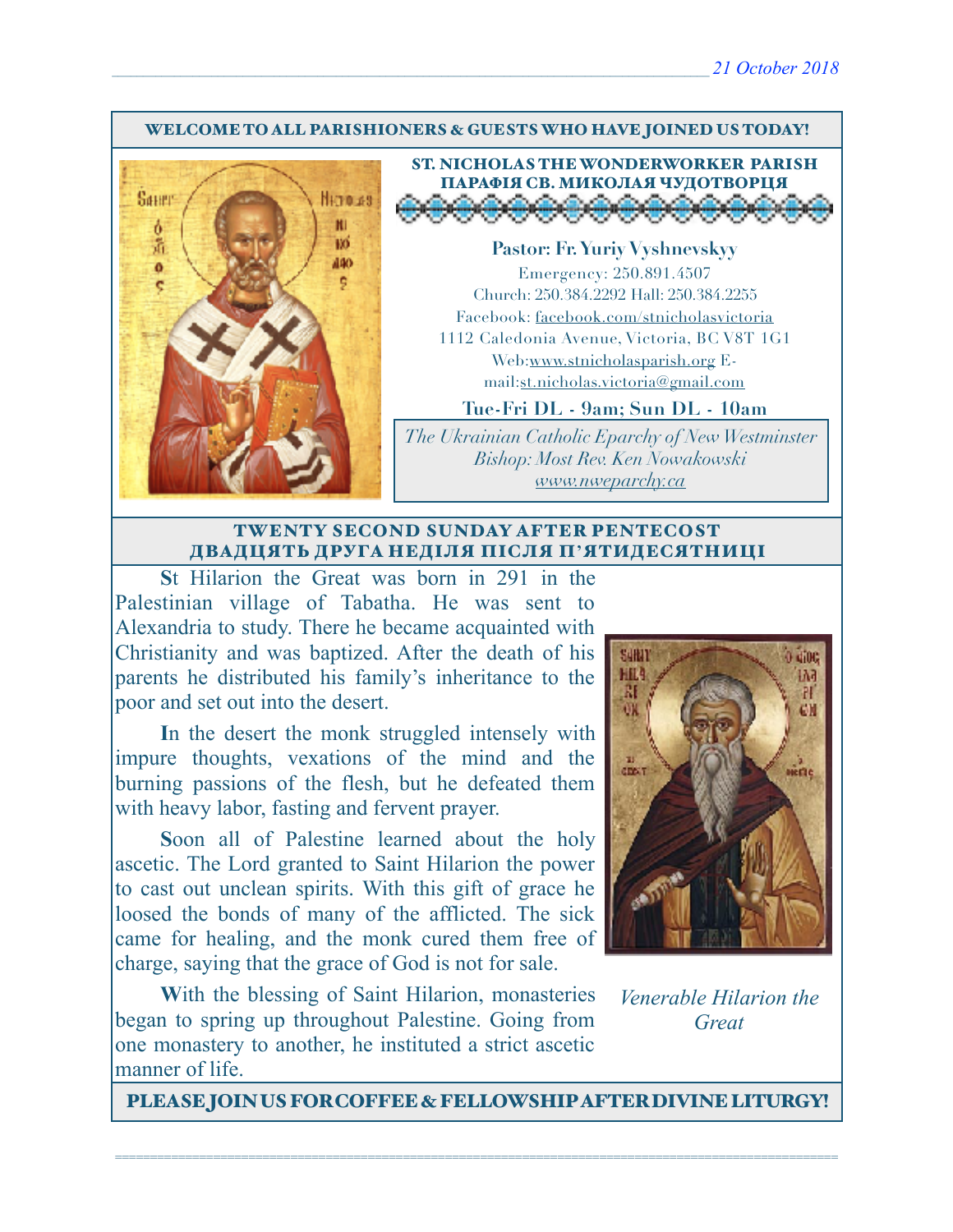*21 October 2018*

**WELCOME TO ALL PARISHIONERS & GUESTS WHO HAVE JOINED US TODAY!**

## ST. NICHOLAS THE WONDERWORKER PARISH
## ПАРАФІЯ СВ. МИКОЛАЯ ЧУДОТВОРЦЯ

**Pastor: Fr. Yuriy Vyshnevskyy**

Emergency: 250.891.4507
Church: 250.384.2292 Hall: 250.384.2255
Facebook: facebook.com/stnicholasvictoria
1112 Caledonia Avenue, Victoria, BC V8T 1G1
Web:www.stnicholasparish.org E-mail:st.nicholas.victoria@gmail.com

**Tue-Fri DL - 9am; Sun DL - 10am**

*The Ukrainian Catholic Eparchy of New Westminster*
*Bishop: Most Rev. Ken Nowakowski*
*www.nweparchy.ca*

## TWENTY SECOND SUNDAY AFTER PENTECOST
## ДВАДЦЯТЬ ДРУГА НЕДІЛЯ ПІСЛЯ П'ЯТИДЕСЯТНИЦІ

**S**t Hilarion the Great was born in 291 in the Palestinian village of Tabatha. He was sent to Alexandria to study. There he became acquainted with Christianity and was baptized. After the death of his parents he distributed his family's inheritance to the poor and set out into the desert.

**I**n the desert the monk struggled intensely with impure thoughts, vexations of the mind and the burning passions of the flesh, but he defeated them with heavy labor, fasting and fervent prayer.

**S**oon all of Palestine learned about the holy ascetic. The Lord granted to Saint Hilarion the power to cast out unclean spirits. With this gift of grace he loosed the bonds of many of the afflicted. The sick came for healing, and the monk cured them free of charge, saying that the grace of God is not for sale.

**W**ith the blessing of Saint Hilarion, monasteries began to spring up throughout Palestine. Going from one monastery to another, he instituted a strict ascetic manner of life.

*Venerable Hilarion the Great*

**PLEASE JOIN US FOR COFFEE & FELLOWSHIP AFTER DIVINE LITURGY!**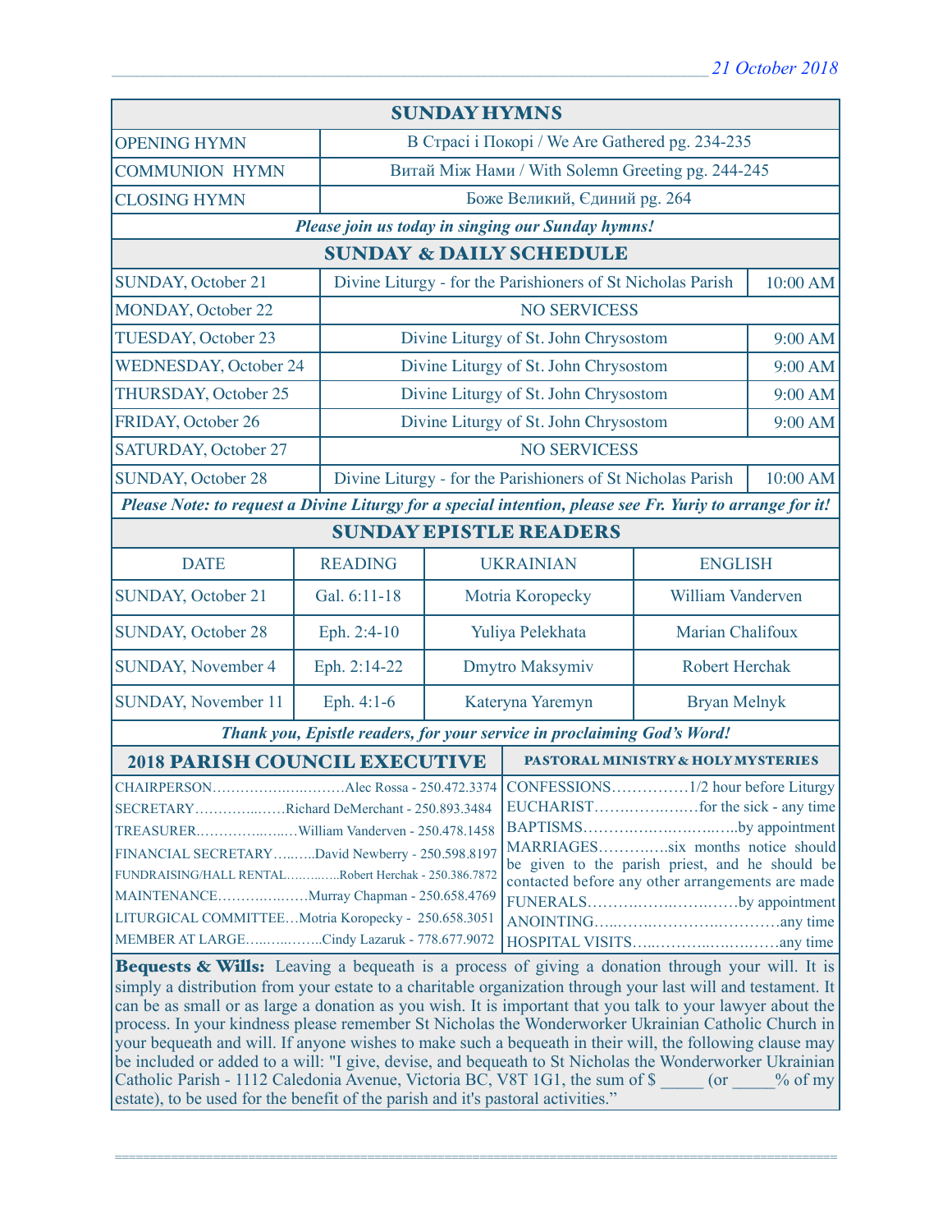21 October 2018

## SUNDAY HYMNS

| | |
|---|---|
| OPENING HYMN | В Страсі і Покорі / We Are Gathered pg. 234-235 |
| COMMUNION HYMN | Витай Між Нами / With Solemn Greeting pg. 244-245 |
| CLOSING HYMN | Боже Великий, Єдиний pg. 264 |

***Please join us today in singing our Sunday hymns!***

## SUNDAY & DAILY SCHEDULE

| | | |
|---|---|---|
| SUNDAY, October 21 | Divine Liturgy - for the Parishioners of St Nicholas Parish | 10:00 AM |
| MONDAY, October 22 | NO SERVICESS | |
| TUESDAY, October 23 | Divine Liturgy of St. John Chrysostom | 9:00 AM |
| WEDNESDAY, October 24 | Divine Liturgy of St. John Chrysostom | 9:00 AM |
| THURSDAY, October 25 | Divine Liturgy of St. John Chrysostom | 9:00 AM |
| FRIDAY, October 26 | Divine Liturgy of St. John Chrysostom | 9:00 AM |
| SATURDAY, October 27 | NO SERVICESS | |
| SUNDAY, October 28 | Divine Liturgy - for the Parishioners of St Nicholas Parish | 10:00 AM |

***Please Note: to request a Divine Liturgy for a special intention, please see Fr. Yuriy to arrange for it!***

## SUNDAY EPISTLE READERS

| DATE | READING | UKRAINIAN | ENGLISH |
|---|---|---|---|
| SUNDAY, October 21 | Gal. 6:11-18 | Motria Koropecky | William Vanderven |
| SUNDAY, October 28 | Eph. 2:4-10 | Yuliya Pelekhata | Marian Chalifoux |
| SUNDAY, November 4 | Eph. 2:14-22 | Dmytro Maksymiv | Robert Herchak |
| SUNDAY, November 11 | Eph. 4:1-6 | Kateryna Yaremyn | Bryan Melnyk |

***Thank you, Epistle readers, for your service in proclaiming God's Word!***

## 2018 PARISH COUNCIL EXECUTIVE

CHAIRPERSON……………………Alec Rossa - 250.472.3374
SECRETARY……………Richard DeMerchant - 250.893.3484
TREASURER………………William Vanderven - 250.478.1458
FINANCIAL SECRETARY……..David Newberry - 250.598.8197
FUNDRAISING/HALL RENTAL…………Robert Herchak - 250.386.7872
MAINTENANCE………………Murray Chapman - 250.658.4769
LITURGICAL COMMITTEE…Motria Koropecky - 250.658.3051
MEMBER AT LARGE……………Cindy Lazaruk - 778.677.9072

## PASTORAL MINISTRY & HOLY MYSTERIES

CONFESSIONS……………1/2 hour before Liturgy
EUCHARIST………………for the sick - any time
BAPTISMS…………………………by appointment
MARRIAGES…………six months notice should be given to the parish priest, and he should be contacted before any other arrangements are made
FUNERALS……………………………by appointment
ANOINTING……………………………any time
HOSPITAL VISITS………………………any time

**Bequests & Wills:** Leaving a bequeath is a process of giving a donation through your will. It is simply a distribution from your estate to a charitable organization through your last will and testament. It can be as small or as large a donation as you wish. It is important that you talk to your lawyer about the process. In your kindness please remember St Nicholas the Wonderworker Ukrainian Catholic Church in your bequeath and will. If anyone wishes to make such a bequeath in their will, the following clause may be included or added to a will: "I give, devise, and bequeath to St Nicholas the Wonderworker Ukrainian Catholic Parish - 1112 Caledonia Avenue, Victoria BC, V8T 1G1, the sum of $ _____ (or _____% of my estate), to be used for the benefit of the parish and it's pastoral activities."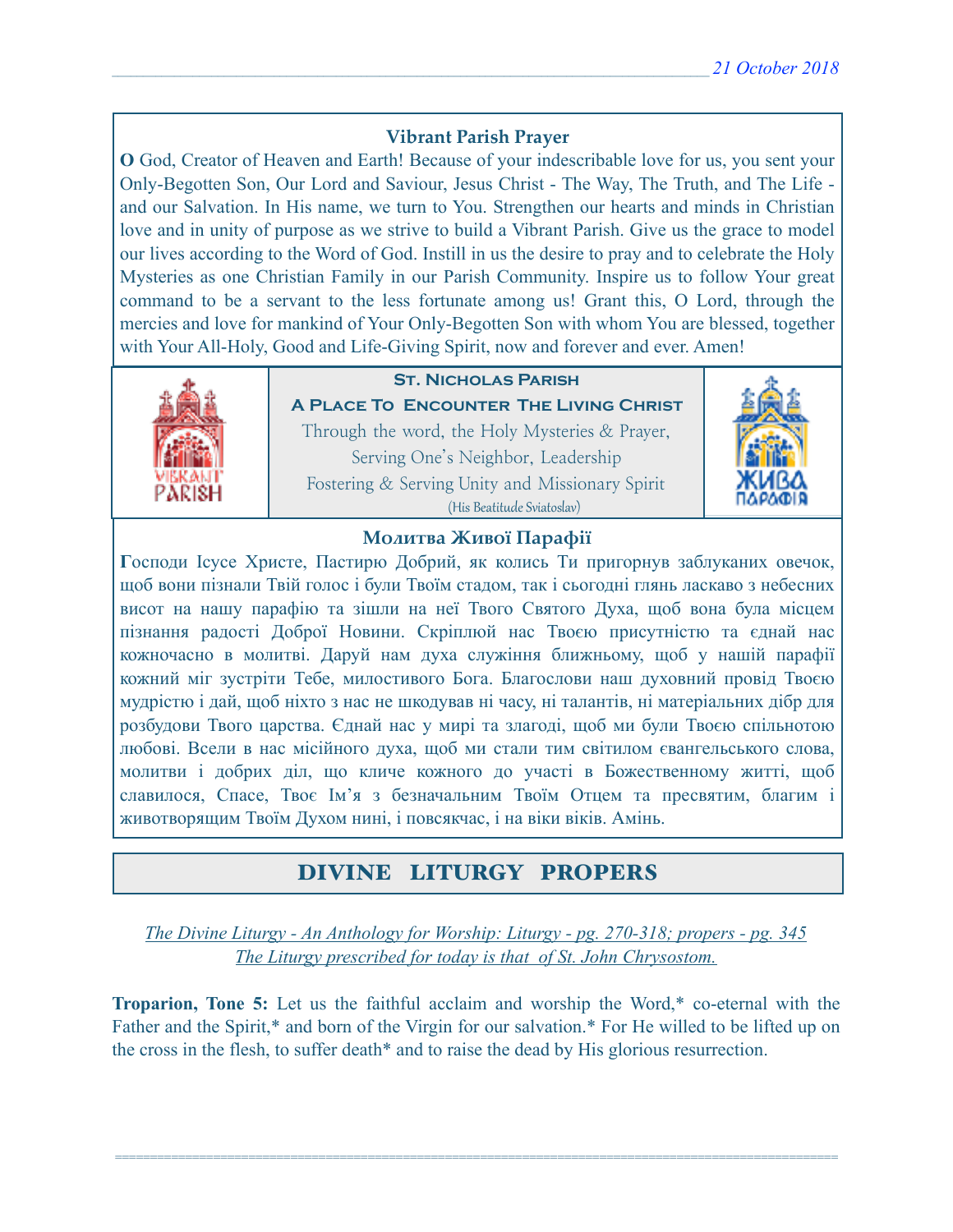### Vibrant Parish Prayer

**O** God, Creator of Heaven and Earth! Because of your indescribable love for us, you sent your Only-Begotten Son, Our Lord and Saviour, Jesus Christ - The Way, The Truth, and The Life - and our Salvation. In His name, we turn to You. Strengthen our hearts and minds in Christian love and in unity of purpose as we strive to build a Vibrant Parish. Give us the grace to model our lives according to the Word of God. Instill in us the desire to pray and to celebrate the Holy Mysteries as one Christian Family in our Parish Community. Inspire us to follow Your great command to be a servant to the less fortunate among us! Grant this, O Lord, through the mercies and love for mankind of Your Only-Begotten Son with whom You are blessed, together with Your All-Holy, Good and Life-Giving Spirit, now and forever and ever. Amen!

**St. Nicholas Parish**

**A Place To Encounter The Living Christ**

Through the word, the Holy Mysteries & Prayer,
Serving One's Neighbor, Leadership
Fostering & Serving Unity and Missionary Spirit
(His Beatitude Sviatoslav)

### Молитва Живої Парафії

**Г**осподи Ісусе Христе, Пастирю Добрий, як колись Ти пригорнув заблуканих овечок, щоб вони пізнали Твій голос і були Твоїм стадом, так і сьогодні глянь ласкаво з небесних висот на нашу парафію та зішли на неї Твого Святого Духа, щоб вона була місцем пізнання радості Доброї Новини. Скріплюй нас Твоєю присутністю та єднай нас кожночасно в молитві. Даруй нам духа служіння ближньому, щоб у нашій парафії кожний міг зустріти Тебе, милостивого Бога. Благослови наш духовний провід Твоєю мудрістю і дай, щоб ніхто з нас не шкодував ні часу, ні талантів, ні матеріальних дібр для розбудови Твого царства. Єднай нас у мирі та злагоді, щоб ми були Твоєю спільнотою любові. Всели в нас місійного духа, щоб ми стали тим світилом євангельського слова, молитви і добрих діл, що кличе кожного до участі в Божественному житті, щоб славилося, Спасе, Твоє Ім'я з безначальним Твоїм Отцем та пресвятим, благим і животворящим Твоїм Духом нині, і повсякчас, і на віки віків. Амінь.

## DIVINE LITURGY PROPERS

*The Divine Liturgy - An Anthology for Worship: Liturgy - pg. 270-318; propers - pg. 345*
*The Liturgy prescribed for today is that of St. John Chrysostom.*

**Troparion, Tone 5:** Let us the faithful acclaim and worship the Word,* co-eternal with the Father and the Spirit,* and born of the Virgin for our salvation.* For He willed to be lifted up on the cross in the flesh, to suffer death* and to raise the dead by His glorious resurrection.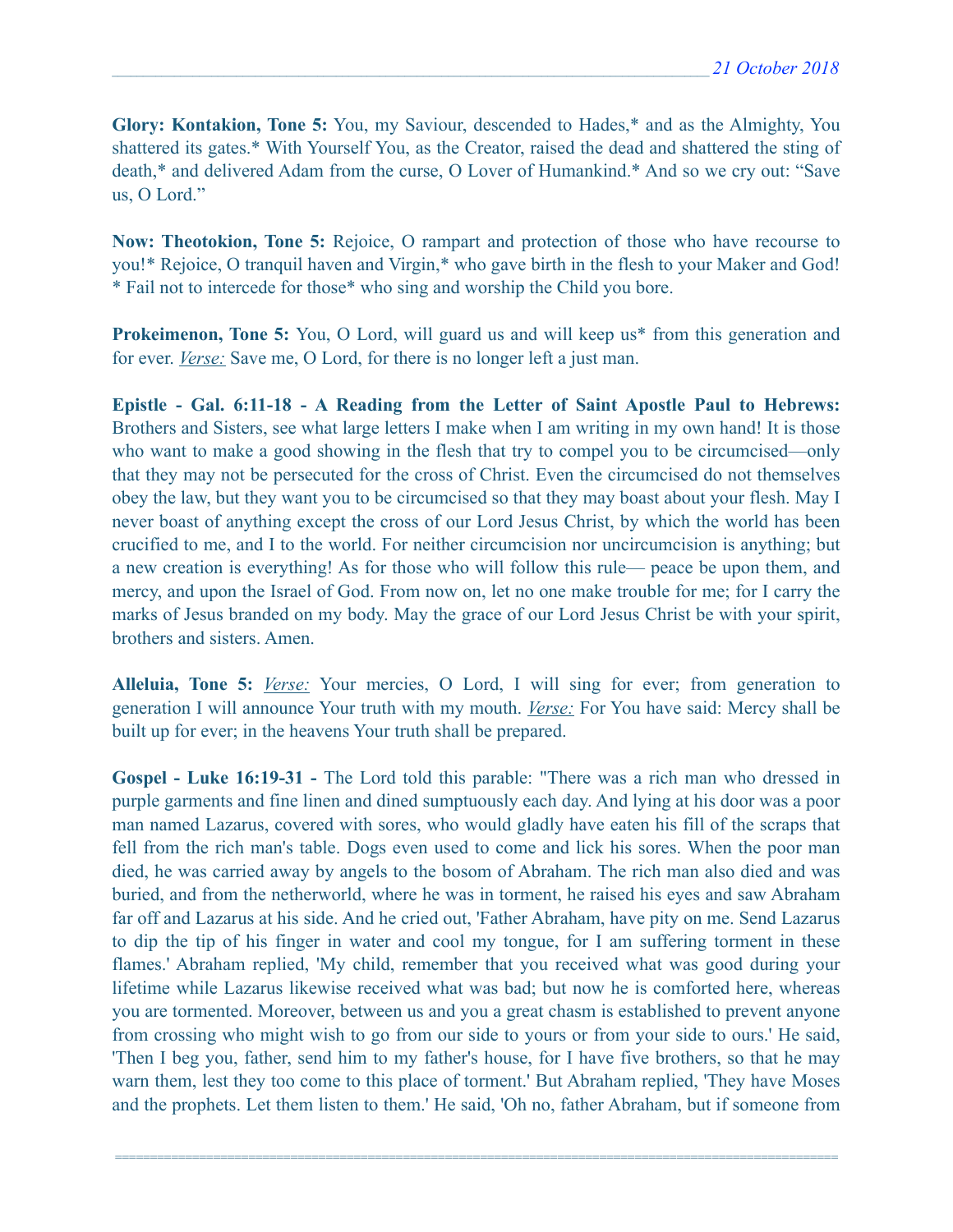**Glory: Kontakion, Tone 5:** You, my Saviour, descended to Hades,* and as the Almighty, You shattered its gates.* With Yourself You, as the Creator, raised the dead and shattered the sting of death,* and delivered Adam from the curse, O Lover of Humankind.* And so we cry out: "Save us, O Lord."

**Now: Theotokion, Tone 5:** Rejoice, O rampart and protection of those who have recourse to you!* Rejoice, O tranquil haven and Virgin,* who gave birth in the flesh to your Maker and God! * Fail not to intercede for those* who sing and worship the Child you bore.

**Prokeimenon, Tone 5:** You, O Lord, will guard us and will keep us* from this generation and for ever. *Verse:* Save me, O Lord, for there is no longer left a just man.

**Epistle - Gal. 6:11-18 - A Reading from the Letter of Saint Apostle Paul to Hebrews:** Brothers and Sisters, see what large letters I make when I am writing in my own hand! It is those who want to make a good showing in the flesh that try to compel you to be circumcised—only that they may not be persecuted for the cross of Christ. Even the circumcised do not themselves obey the law, but they want you to be circumcised so that they may boast about your flesh. May I never boast of anything except the cross of our Lord Jesus Christ, by which the world has been crucified to me, and I to the world. For neither circumcision nor uncircumcision is anything; but a new creation is everything! As for those who will follow this rule— peace be upon them, and mercy, and upon the Israel of God. From now on, let no one make trouble for me; for I carry the marks of Jesus branded on my body. May the grace of our Lord Jesus Christ be with your spirit, brothers and sisters. Amen.

**Alleluia, Tone 5:** *Verse:* Your mercies, O Lord, I will sing for ever; from generation to generation I will announce Your truth with my mouth. *Verse:* For You have said: Mercy shall be built up for ever; in the heavens Your truth shall be prepared.

**Gospel - Luke 16:19-31 -** The Lord told this parable: "There was a rich man who dressed in purple garments and fine linen and dined sumptuously each day. And lying at his door was a poor man named Lazarus, covered with sores, who would gladly have eaten his fill of the scraps that fell from the rich man's table. Dogs even used to come and lick his sores. When the poor man died, he was carried away by angels to the bosom of Abraham. The rich man also died and was buried, and from the netherworld, where he was in torment, he raised his eyes and saw Abraham far off and Lazarus at his side. And he cried out, 'Father Abraham, have pity on me. Send Lazarus to dip the tip of his finger in water and cool my tongue, for I am suffering torment in these flames.' Abraham replied, 'My child, remember that you received what was good during your lifetime while Lazarus likewise received what was bad; but now he is comforted here, whereas you are tormented. Moreover, between us and you a great chasm is established to prevent anyone from crossing who might wish to go from our side to yours or from your side to ours.' He said, 'Then I beg you, father, send him to my father's house, for I have five brothers, so that he may warn them, lest they too come to this place of torment.' But Abraham replied, 'They have Moses and the prophets. Let them listen to them.' He said, 'Oh no, father Abraham, but if someone from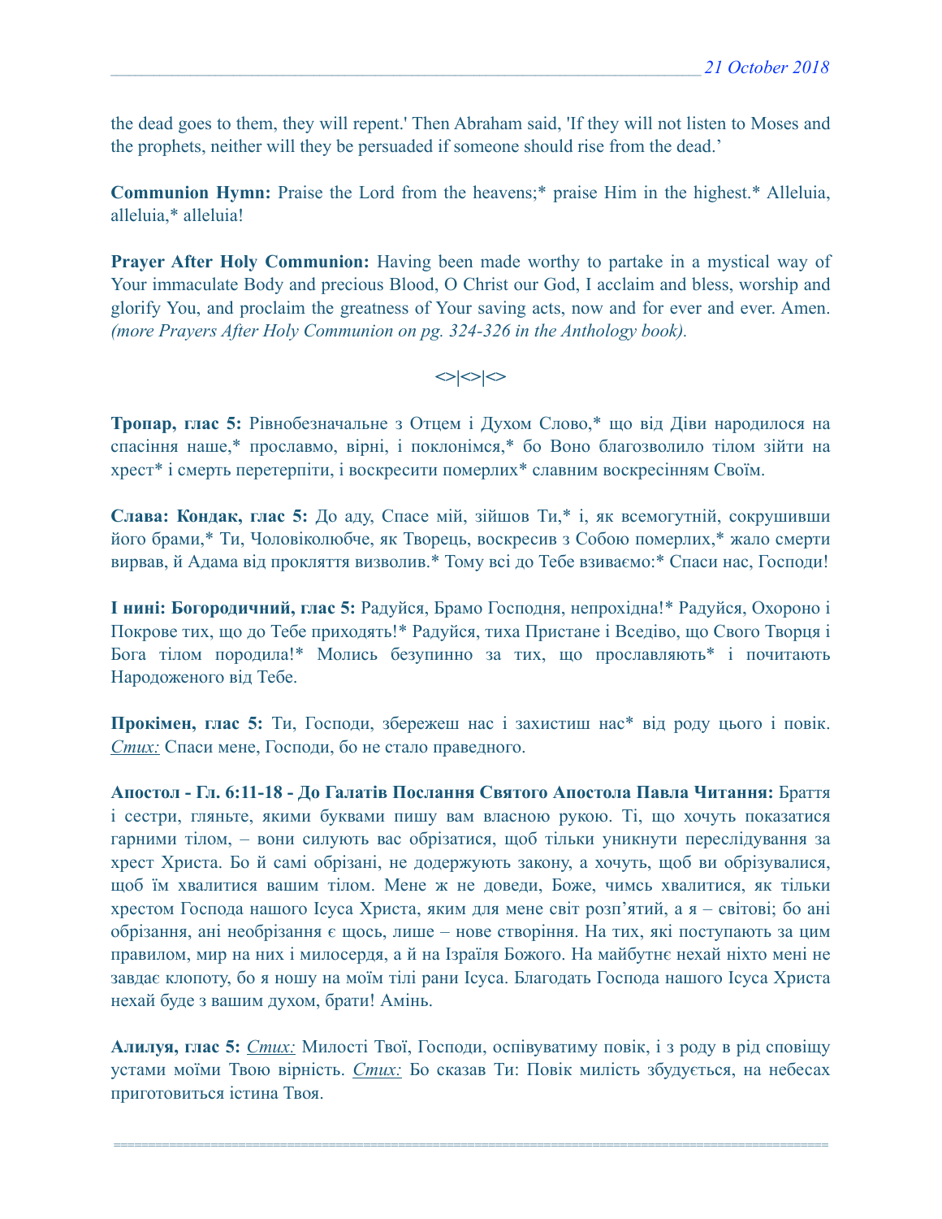the dead goes to them, they will repent.' Then Abraham said, 'If they will not listen to Moses and the prophets, neither will they be persuaded if someone should rise from the dead.'

**Communion Hymn:** Praise the Lord from the heavens;* praise Him in the highest.* Alleluia, alleluia,* alleluia!

**Prayer After Holy Communion:** Having been made worthy to partake in a mystical way of Your immaculate Body and precious Blood, O Christ our God, I acclaim and bless, worship and glorify You, and proclaim the greatness of Your saving acts, now and for ever and ever. Amen. *(more Prayers After Holy Communion on pg. 324-326 in the Anthology book).*

<>|<>|<>

**Тропар, глас 5:** Рівнобезначальне з Отцем і Духом Слово,* що від Діви народилося на спасіння наше,* прославмо, вірні, і поклонімся,* бо Воно благозволило тілом зійти на хрест* і смерть перетерпіти, і воскресити померлих* славним воскресінням Своїм.

**Слава: Кондак, глас 5:** До аду, Спасе мій, зійшов Ти,* і, як всемогутній, сокрушивши його брами,* Ти, Чоловіколюбче, як Творець, воскресив з Собою померлих,* жало смерти вирвав, й Адама від прокляття визволив.* Тому всі до Тебе взиваємо:* Спаси нас, Господи!

**І нині: Богородичний, глас 5:** Радуйся, Брамо Господня, непрохідна!* Радуйся, Охороно і Покрове тих, що до Тебе приходять!* Радуйся, тиха Пристане і Вседіво, що Свого Творця і Бога тілом породила!* Молись безупинно за тих, що прославляють* і почитають Народоженого від Тебе.

**Прокімен, глас 5:** Ти, Господи, збережеш нас і захистиш нас* від роду цього і повік. *Стих:* Спаси мене, Господи, бо не стало праведного.

**Апостол - Гл. 6:11-18 - До Галатів Послання Святого Апостола Павла Читання:** Браття і сестри, гляньте, якими буквами пишу вам власною рукою. Ті, що хочуть показатися гарними тілом, – вони силують вас обрізатися, щоб тільки уникнути переслідування за хрест Христа. Бо й самі обрізані, не додержують закону, а хочуть, щоб ви обрізувалися, щоб їм хвалитися вашим тілом. Мене ж не доведи, Боже, чимсь хвалитися, як тільки хрестом Господа нашого Ісуса Христа, яким для мене світ розп'ятий, а я – світові; бо ані обрізання, ані необрізання є щось, лише – нове створіння. На тих, які поступають за цим правилом, мир на них і милосердя, а й на Ізраїля Божого. На майбутнє нехай ніхто мені не завдає клопоту, бо я ношу на моїм тілі рани Ісуса. Благодать Господа нашого Ісуса Христа нехай буде з вашим духом, брати! Амінь.

**Алилуя, глас 5:** *Стих:* Милості Твої, Господи, оспівуватиму повік, і з роду в рід сповіщу устами моїми Твою вірність. *Стих:* Бо сказав Ти: Повік милість збудується, на небесах приготовиться істина Твоя.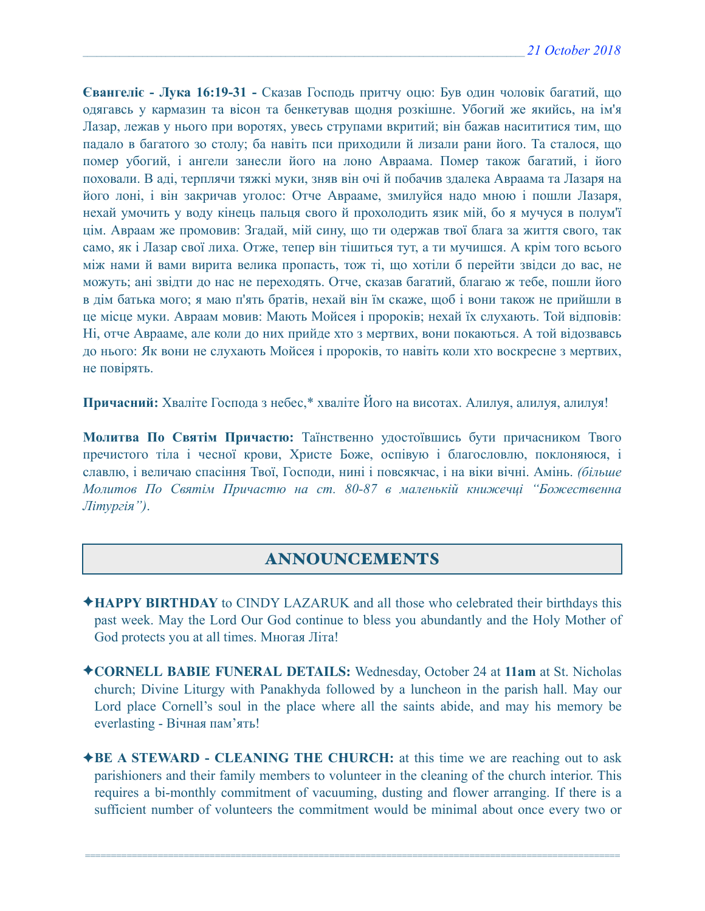**Євангеліє - Лука 16:19-31 -** Сказав Господь притчу оцю: Був один чоловік багатий, що одягавсь у кармазин та вісон та бенкетував щодня розкішне. Убогий же якийсь, на ім'я Лазар, лежав у нього при воротях, увесь струпами вкритий; він бажав насититися тим, що падало в багатого зо столу; ба навіть пси приходили й лизали рани його. Та сталося, що помер убогий, і ангели занесли його на лоно Авраама. Помер також багатий, і його поховали. В аді, терплячи тяжкі муки, зняв він очі й побачив здалека Авраама та Лазаря на його лоні, і він закричав уголос: Отче Аврааме, змилуйся надо мною і пошли Лазаря, нехай умочить у воду кінець пальця свого й прохолодить язик мій, бо я мучуся в полум'ї цім. Авраам же промовив: Згадай, мій сину, що ти одержав твої блага за життя свого, так само, як і Лазар свої лиха. Отже, тепер він тішиться тут, а ти мучишся. А крім того всього між нами й вами вирита велика пропасть, тож ті, що хотіли б перейти звідси до вас, не можуть; ані звідти до нас не переходять. Отче, сказав багатий, благаю ж тебе, пошли його в дім батька мого; я маю п'ять братів, нехай він їм скаже, щоб і вони також не прийшли в це місце муки. Авраам мовив: Мають Мойсея і пророків; нехай їх слухають. Той відповів: Ні, отче Аврааме, але коли до них прийде хто з мертвих, вони покаються. А той відозвавсь до нього: Як вони не слухають Мойсея і пророків, то навіть коли хто воскресне з мертвих, не повірять.

**Причасний:** Хваліте Господа з небес,* хваліте Його на висотах. Алилуя, алилуя, алилуя!

**Молитва По Святім Причастю:** Таїнственно удостоївшись бути причасником Твого пречистого тіла і чесної крови, Христе Боже, оспівую і благословлю, поклоняюся, і славлю, і величаю спасіння Твої, Господи, нині і повсякчас, і на віки вічні. Амінь. *(більше Молитов По Святім Причастю на ст. 80-87 в маленькій книжечці "Божественна Літургія")*.

## ANNOUNCEMENTS

✦**HAPPY BIRTHDAY** to CINDY LAZARUK and all those who celebrated their birthdays this past week. May the Lord Our God continue to bless you abundantly and the Holy Mother of God protects you at all times. Многая Літа!

✦**CORNELL BABIE FUNERAL DETAILS:** Wednesday, October 24 at **11am** at St. Nicholas church; Divine Liturgy with Panakhyda followed by a luncheon in the parish hall. May our Lord place Cornell's soul in the place where all the saints abide, and may his memory be everlasting - Вічная пам'ять!

✦**BE A STEWARD - CLEANING THE CHURCH:** at this time we are reaching out to ask parishioners and their family members to volunteer in the cleaning of the church interior. This requires a bi-monthly commitment of vacuuming, dusting and flower arranging. If there is a sufficient number of volunteers the commitment would be minimal about once every two or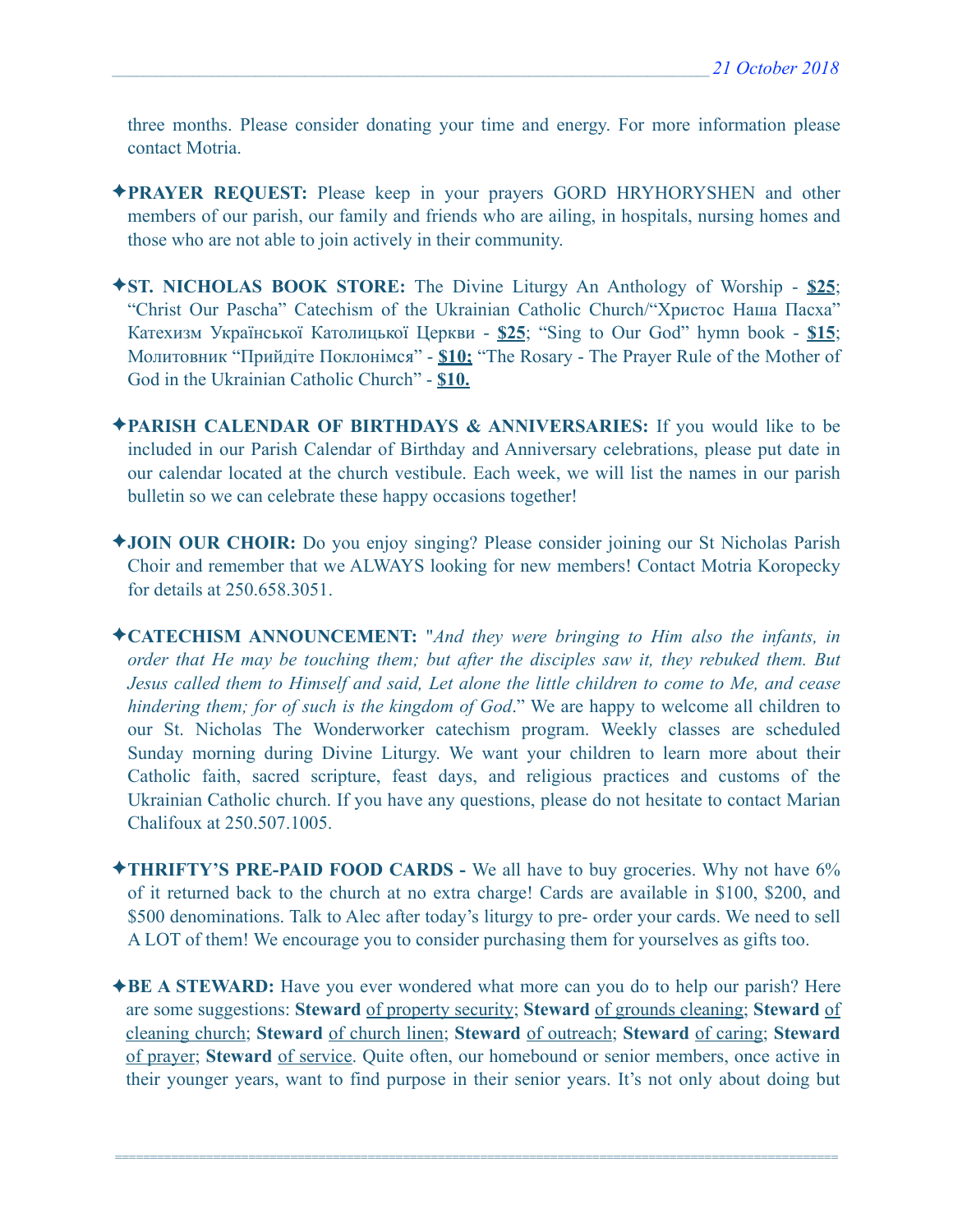three months. Please consider donating your time and energy. For more information please contact Motria.

✦**PRAYER REQUEST:** Please keep in your prayers GORD HRYHORYSHEN and other members of our parish, our family and friends who are ailing, in hospitals, nursing homes and those who are not able to join actively in their community.

✦**ST. NICHOLAS BOOK STORE:** The Divine Liturgy An Anthology of Worship - **$25**; "Christ Our Pascha" Catechism of the Ukrainian Catholic Church/"Христос Наша Пасха" Катехизм Української Католицької Церкви - **$25**; "Sing to Our God" hymn book - **$15**; Молитовник "Прийдіте Поклонімся" - **$10;** "The Rosary - The Prayer Rule of the Mother of God in the Ukrainian Catholic Church" - **$10.**

✦**PARISH CALENDAR OF BIRTHDAYS & ANNIVERSARIES:** If you would like to be included in our Parish Calendar of Birthday and Anniversary celebrations, please put date in our calendar located at the church vestibule. Each week, we will list the names in our parish bulletin so we can celebrate these happy occasions together!

✦**JOIN OUR CHOIR:** Do you enjoy singing? Please consider joining our St Nicholas Parish Choir and remember that we ALWAYS looking for new members! Contact Motria Koropecky for details at 250.658.3051.

✦**CATECHISM ANNOUNCEMENT:** "*And they were bringing to Him also the infants, in order that He may be touching them; but after the disciples saw it, they rebuked them. But Jesus called them to Himself and said, Let alone the little children to come to Me, and cease hindering them; for of such is the kingdom of God*." We are happy to welcome all children to our St. Nicholas The Wonderworker catechism program. Weekly classes are scheduled Sunday morning during Divine Liturgy. We want your children to learn more about their Catholic faith, sacred scripture, feast days, and religious practices and customs of the Ukrainian Catholic church. If you have any questions, please do not hesitate to contact Marian Chalifoux at 250.507.1005.

✦**THRIFTY'S PRE-PAID FOOD CARDS -** We all have to buy groceries. Why not have 6% of it returned back to the church at no extra charge! Cards are available in $100, $200, and $500 denominations. Talk to Alec after today's liturgy to pre- order your cards. We need to sell A LOT of them! We encourage you to consider purchasing them for yourselves as gifts too.

✦**BE A STEWARD:** Have you ever wondered what more can you do to help our parish? Here are some suggestions: **Steward** of property security; **Steward** of grounds cleaning; **Steward** of cleaning church; **Steward** of church linen; **Steward** of outreach; **Steward** of caring; **Steward** of prayer; **Steward** of service. Quite often, our homebound or senior members, once active in their younger years, want to find purpose in their senior years. It's not only about doing but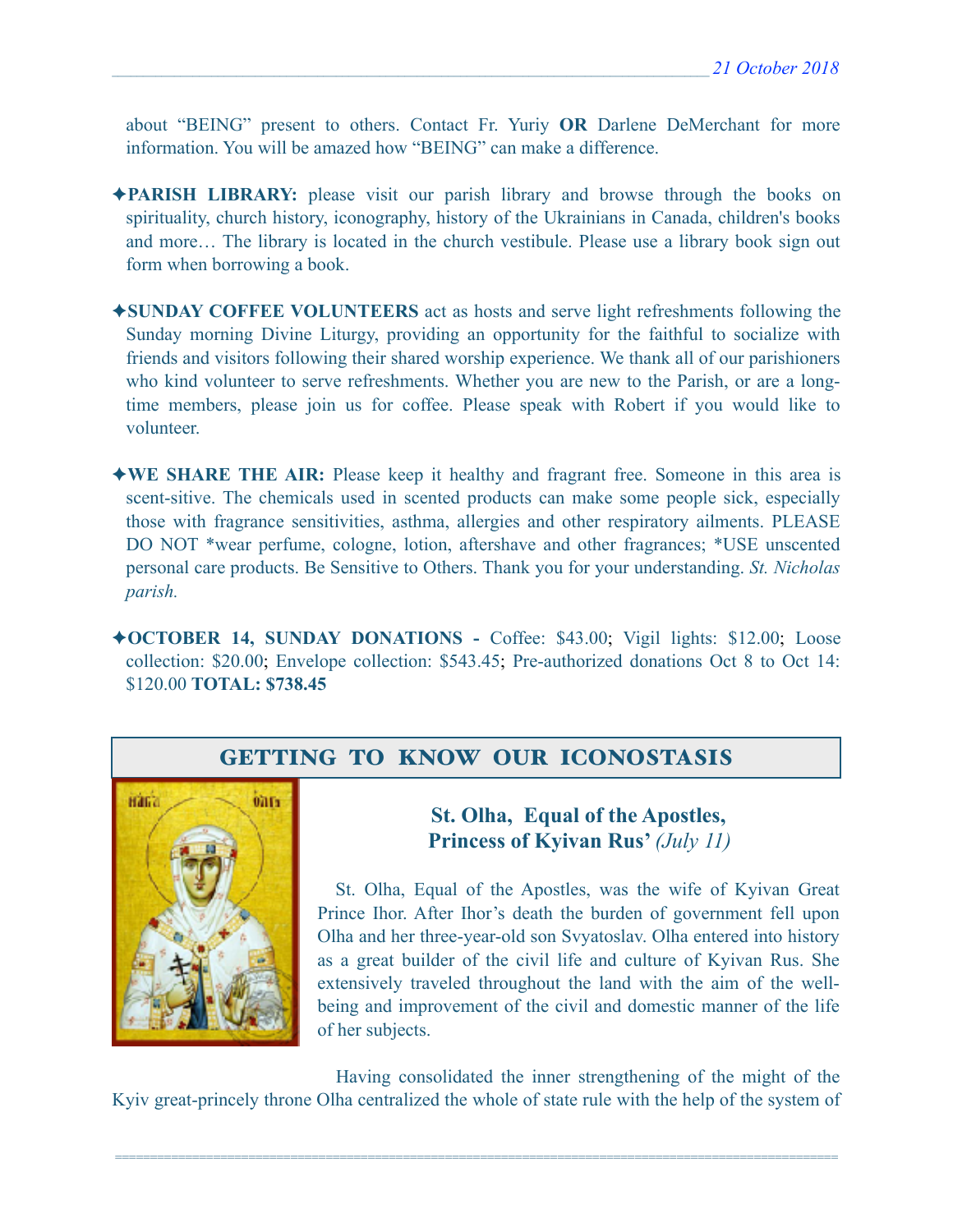about “BEING” present to others. Contact Fr. Yuriy **OR** Darlene DeMerchant for more information. You will be amazed how “BEING” can make a difference.

✦**PARISH LIBRARY:** please visit our parish library and browse through the books on spirituality, church history, iconography, history of the Ukrainians in Canada, children's books and more… The library is located in the church vestibule. Please use a library book sign out form when borrowing a book.

✦**SUNDAY COFFEE VOLUNTEERS** act as hosts and serve light refreshments following the Sunday morning Divine Liturgy, providing an opportunity for the faithful to socialize with friends and visitors following their shared worship experience. We thank all of our parishioners who kind volunteer to serve refreshments. Whether you are new to the Parish, or are a long-time members, please join us for coffee. Please speak with Robert if you would like to volunteer.

✦**WE SHARE THE AIR:** Please keep it healthy and fragrant free. Someone in this area is scent-sitive. The chemicals used in scented products can make some people sick, especially those with fragrance sensitivities, asthma, allergies and other respiratory ailments. PLEASE DO NOT *wear perfume, cologne, lotion, aftershave and other fragrances; *USE unscented personal care products. Be Sensitive to Others. Thank you for your understanding. *St. Nicholas parish.*

✦**OCTOBER 14, SUNDAY DONATIONS -** Coffee: $43.00; Vigil lights: $12.00; Loose collection: $20.00; Envelope collection: $543.45; Pre-authorized donations Oct 8 to Oct 14: $120.00 **TOTAL: $738.45**

## GETTING TO KNOW OUR ICONOSTASIS

### St. Olha, Equal of the Apostles, Princess of Kyivan Rus’ *(July 11)*

St. Olha, Equal of the Apostles, was the wife of Kyivan Great Prince Ihor. After Ihor’s death the burden of government fell upon Olha and her three-year-old son Svyatoslav. Olha entered into history as a great builder of the civil life and culture of Kyivan Rus. She extensively traveled throughout the land with the aim of the well-being and improvement of the civil and domestic manner of the life of her subjects.

Having consolidated the inner strengthening of the might of the Kyiv great-princely throne Olha centralized the whole of state rule with the help of the system of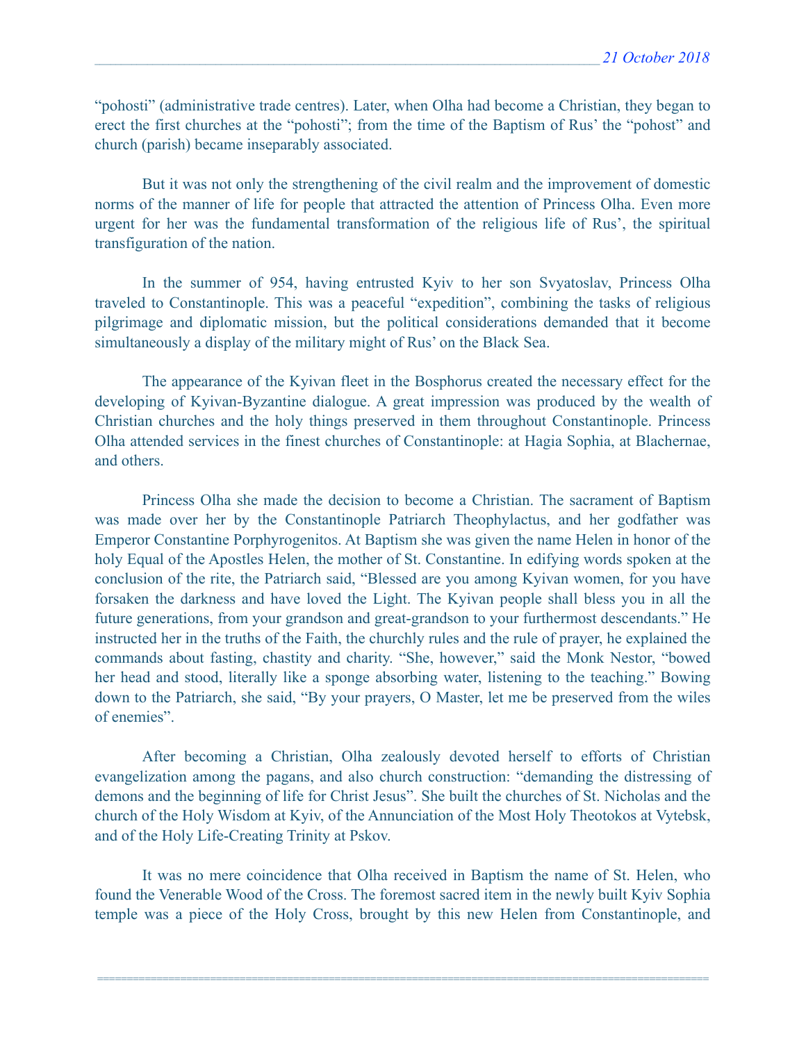"pohosti" (administrative trade centres). Later, when Olha had become a Christian, they began to erect the first churches at the "pohosti"; from the time of the Baptism of Rus' the "pohost" and church (parish) became inseparably associated.

But it was not only the strengthening of the civil realm and the improvement of domestic norms of the manner of life for people that attracted the attention of Princess Olha. Even more urgent for her was the fundamental transformation of the religious life of Rus', the spiritual transfiguration of the nation.

In the summer of 954, having entrusted Kyiv to her son Svyatoslav, Princess Olha traveled to Constantinople. This was a peaceful "expedition", combining the tasks of religious pilgrimage and diplomatic mission, but the political considerations demanded that it become simultaneously a display of the military might of Rus' on the Black Sea.

The appearance of the Kyivan fleet in the Bosphorus created the necessary effect for the developing of Kyivan-Byzantine dialogue. A great impression was produced by the wealth of Christian churches and the holy things preserved in them throughout Constantinople. Princess Olha attended services in the finest churches of Constantinople: at Hagia Sophia, at Blachernae, and others.

Princess Olha she made the decision to become a Christian. The sacrament of Baptism was made over her by the Constantinople Patriarch Theophylactus, and her godfather was Emperor Constantine Porphyrogenitos. At Baptism she was given the name Helen in honor of the holy Equal of the Apostles Helen, the mother of St. Constantine. In edifying words spoken at the conclusion of the rite, the Patriarch said, "Blessed are you among Kyivan women, for you have forsaken the darkness and have loved the Light. The Kyivan people shall bless you in all the future generations, from your grandson and great-grandson to your furthermost descendants." He instructed her in the truths of the Faith, the churchly rules and the rule of prayer, he explained the commands about fasting, chastity and charity. "She, however," said the Monk Nestor, "bowed her head and stood, literally like a sponge absorbing water, listening to the teaching." Bowing down to the Patriarch, she said, "By your prayers, O Master, let me be preserved from the wiles of enemies".

After becoming a Christian, Olha zealously devoted herself to efforts of Christian evangelization among the pagans, and also church construction: "demanding the distressing of demons and the beginning of life for Christ Jesus". She built the churches of St. Nicholas and the church of the Holy Wisdom at Kyiv, of the Annunciation of the Most Holy Theotokos at Vytebsk, and of the Holy Life-Creating Trinity at Pskov.

It was no mere coincidence that Olha received in Baptism the name of St. Helen, who found the Venerable Wood of the Cross. The foremost sacred item in the newly built Kyiv Sophia temple was a piece of the Holy Cross, brought by this new Helen from Constantinople, and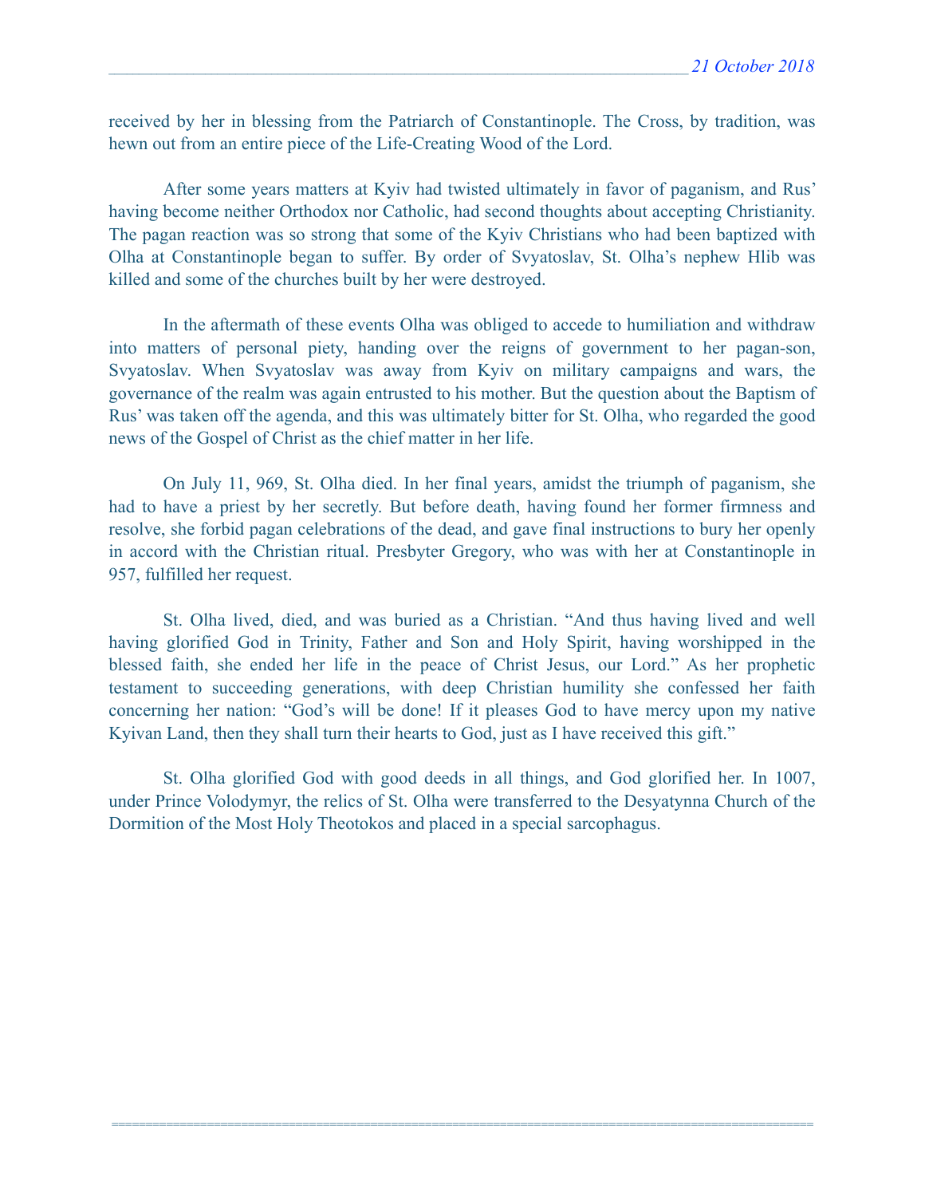received by her in blessing from the Patriarch of Constantinople. The Cross, by tradition, was hewn out from an entire piece of the Life-Creating Wood of the Lord.

After some years matters at Kyiv had twisted ultimately in favor of paganism, and Rus' having become neither Orthodox nor Catholic, had second thoughts about accepting Christianity. The pagan reaction was so strong that some of the Kyiv Christians who had been baptized with Olha at Constantinople began to suffer. By order of Svyatoslav, St. Olha's nephew Hlib was killed and some of the churches built by her were destroyed.

In the aftermath of these events Olha was obliged to accede to humiliation and withdraw into matters of personal piety, handing over the reigns of government to her pagan-son, Svyatoslav. When Svyatoslav was away from Kyiv on military campaigns and wars, the governance of the realm was again entrusted to his mother. But the question about the Baptism of Rus' was taken off the agenda, and this was ultimately bitter for St. Olha, who regarded the good news of the Gospel of Christ as the chief matter in her life.

On July 11, 969, St. Olha died. In her final years, amidst the triumph of paganism, she had to have a priest by her secretly. But before death, having found her former firmness and resolve, she forbid pagan celebrations of the dead, and gave final instructions to bury her openly in accord with the Christian ritual. Presbyter Gregory, who was with her at Constantinople in 957, fulfilled her request.

St. Olha lived, died, and was buried as a Christian. "And thus having lived and well having glorified God in Trinity, Father and Son and Holy Spirit, having worshipped in the blessed faith, she ended her life in the peace of Christ Jesus, our Lord." As her prophetic testament to succeeding generations, with deep Christian humility she confessed her faith concerning her nation: "God's will be done! If it pleases God to have mercy upon my native Kyivan Land, then they shall turn their hearts to God, just as I have received this gift."

St. Olha glorified God with good deeds in all things, and God glorified her. In 1007, under Prince Volodymyr, the relics of St. Olha were transferred to the Desyatynna Church of the Dormition of the Most Holy Theotokos and placed in a special sarcophagus.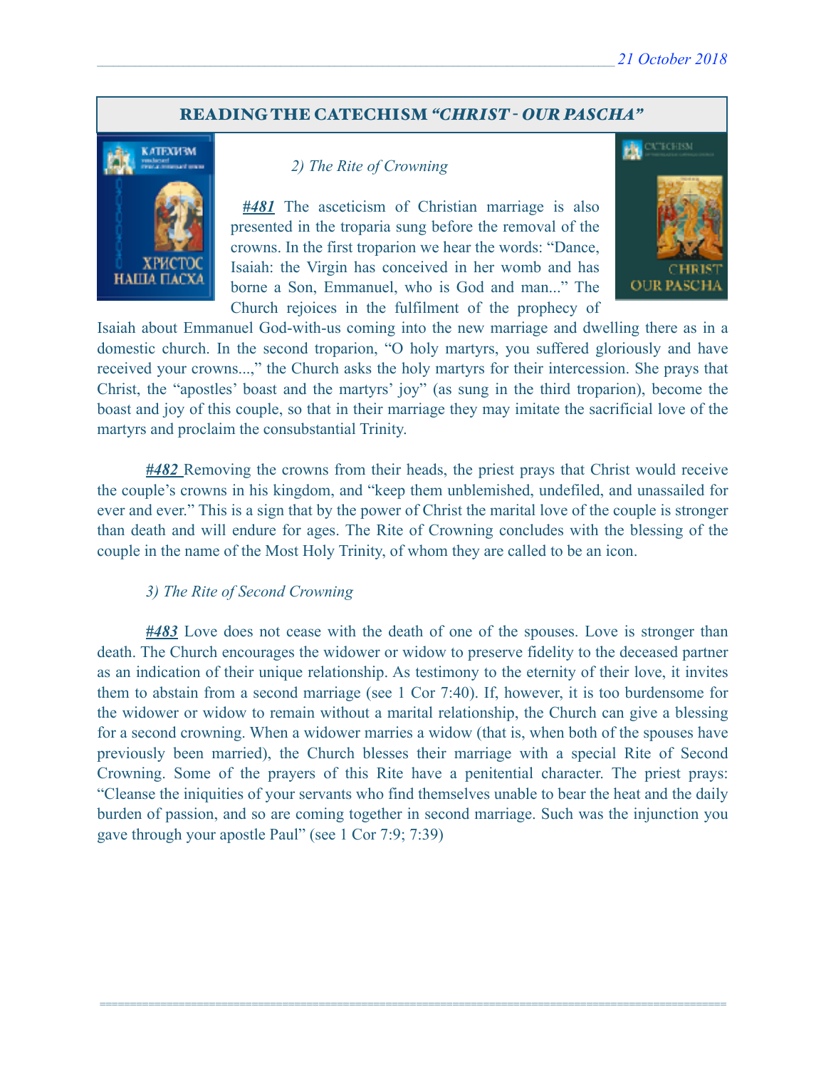## READING THE CATECHISM *"CHRIST - OUR PASCHA"*

*2) The Rite of Crowning*

***#481*** The asceticism of Christian marriage is also presented in the troparia sung before the removal of the crowns. In the first troparion we hear the words: "Dance, Isaiah: the Virgin has conceived in her womb and has borne a Son, Emmanuel, who is God and man..." The Church rejoices in the fulfilment of the prophecy of Isaiah about Emmanuel God-with-us coming into the new marriage and dwelling there as in a domestic church. In the second troparion, "O holy martyrs, you suffered gloriously and have received your crowns...," the Church asks the holy martyrs for their intercession. She prays that Christ, the "apostles' boast and the martyrs' joy" (as sung in the third troparion), become the boast and joy of this couple, so that in their marriage they may imitate the sacrificial love of the martyrs and proclaim the consubstantial Trinity.

***#482*** Removing the crowns from their heads, the priest prays that Christ would receive the couple's crowns in his kingdom, and "keep them unblemished, undefiled, and unassailed for ever and ever." This is a sign that by the power of Christ the marital love of the couple is stronger than death and will endure for ages. The Rite of Crowning concludes with the blessing of the couple in the name of the Most Holy Trinity, of whom they are called to be an icon.

*3) The Rite of Second Crowning*

***#483*** Love does not cease with the death of one of the spouses. Love is stronger than death. The Church encourages the widower or widow to preserve fidelity to the deceased partner as an indication of their unique relationship. As testimony to the eternity of their love, it invites them to abstain from a second marriage (see 1 Cor 7:40). If, however, it is too burdensome for the widower or widow to remain without a marital relationship, the Church can give a blessing for a second crowning. When a widower marries a widow (that is, when both of the spouses have previously been married), the Church blesses their marriage with a special Rite of Second Crowning. Some of the prayers of this Rite have a penitential character. The priest prays: "Cleanse the iniquities of your servants who find themselves unable to bear the heat and the daily burden of passion, and so are coming together in second marriage. Such was the injunction you gave through your apostle Paul" (see 1 Cor 7:9; 7:39)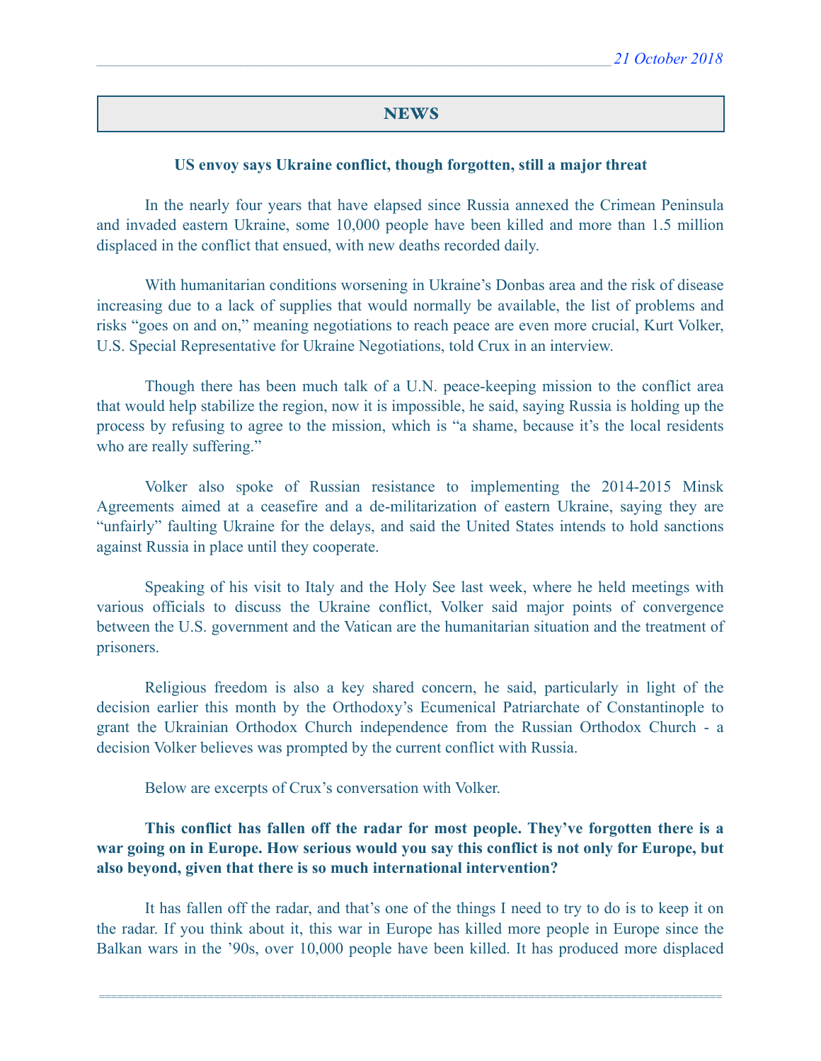## NEWS

### US envoy says Ukraine conflict, though forgotten, still a major threat

In the nearly four years that have elapsed since Russia annexed the Crimean Peninsula and invaded eastern Ukraine, some 10,000 people have been killed and more than 1.5 million displaced in the conflict that ensued, with new deaths recorded daily.

With humanitarian conditions worsening in Ukraine's Donbas area and the risk of disease increasing due to a lack of supplies that would normally be available, the list of problems and risks "goes on and on," meaning negotiations to reach peace are even more crucial, Kurt Volker, U.S. Special Representative for Ukraine Negotiations, told Crux in an interview.

Though there has been much talk of a U.N. peace-keeping mission to the conflict area that would help stabilize the region, now it is impossible, he said, saying Russia is holding up the process by refusing to agree to the mission, which is "a shame, because it's the local residents who are really suffering."

Volker also spoke of Russian resistance to implementing the 2014-2015 Minsk Agreements aimed at a ceasefire and a de-militarization of eastern Ukraine, saying they are "unfairly" faulting Ukraine for the delays, and said the United States intends to hold sanctions against Russia in place until they cooperate.

Speaking of his visit to Italy and the Holy See last week, where he held meetings with various officials to discuss the Ukraine conflict, Volker said major points of convergence between the U.S. government and the Vatican are the humanitarian situation and the treatment of prisoners.

Religious freedom is also a key shared concern, he said, particularly in light of the decision earlier this month by the Orthodoxy's Ecumenical Patriarchate of Constantinople to grant the Ukrainian Orthodox Church independence from the Russian Orthodox Church - a decision Volker believes was prompted by the current conflict with Russia.

Below are excerpts of Crux's conversation with Volker.

**This conflict has fallen off the radar for most people. They've forgotten there is a war going on in Europe. How serious would you say this conflict is not only for Europe, but also beyond, given that there is so much international intervention?**

It has fallen off the radar, and that's one of the things I need to try to do is to keep it on the radar. If you think about it, this war in Europe has killed more people in Europe since the Balkan wars in the '90s, over 10,000 people have been killed. It has produced more displaced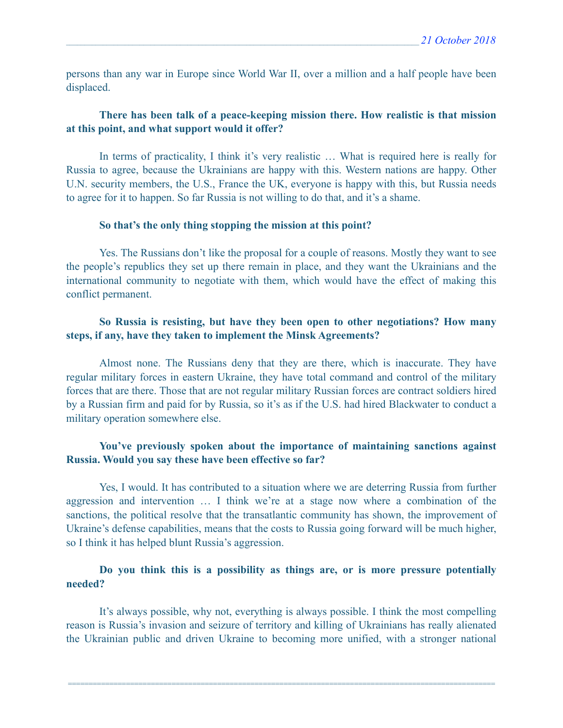persons than any war in Europe since World War II, over a million and a half people have been displaced.

**There has been talk of a peace-keeping mission there. How realistic is that mission at this point, and what support would it offer?**

In terms of practicality, I think it's very realistic … What is required here is really for Russia to agree, because the Ukrainians are happy with this. Western nations are happy. Other U.N. security members, the U.S., France the UK, everyone is happy with this, but Russia needs to agree for it to happen. So far Russia is not willing to do that, and it's a shame.

**So that's the only thing stopping the mission at this point?**

Yes. The Russians don't like the proposal for a couple of reasons. Mostly they want to see the people's republics they set up there remain in place, and they want the Ukrainians and the international community to negotiate with them, which would have the effect of making this conflict permanent.

**So Russia is resisting, but have they been open to other negotiations? How many steps, if any, have they taken to implement the Minsk Agreements?**

Almost none. The Russians deny that they are there, which is inaccurate. They have regular military forces in eastern Ukraine, they have total command and control of the military forces that are there. Those that are not regular military Russian forces are contract soldiers hired by a Russian firm and paid for by Russia, so it's as if the U.S. had hired Blackwater to conduct a military operation somewhere else.

**You've previously spoken about the importance of maintaining sanctions against Russia. Would you say these have been effective so far?**

Yes, I would. It has contributed to a situation where we are deterring Russia from further aggression and intervention … I think we're at a stage now where a combination of the sanctions, the political resolve that the transatlantic community has shown, the improvement of Ukraine's defense capabilities, means that the costs to Russia going forward will be much higher, so I think it has helped blunt Russia's aggression.

**Do you think this is a possibility as things are, or is more pressure potentially needed?**

It's always possible, why not, everything is always possible. I think the most compelling reason is Russia's invasion and seizure of territory and killing of Ukrainians has really alienated the Ukrainian public and driven Ukraine to becoming more unified, with a stronger national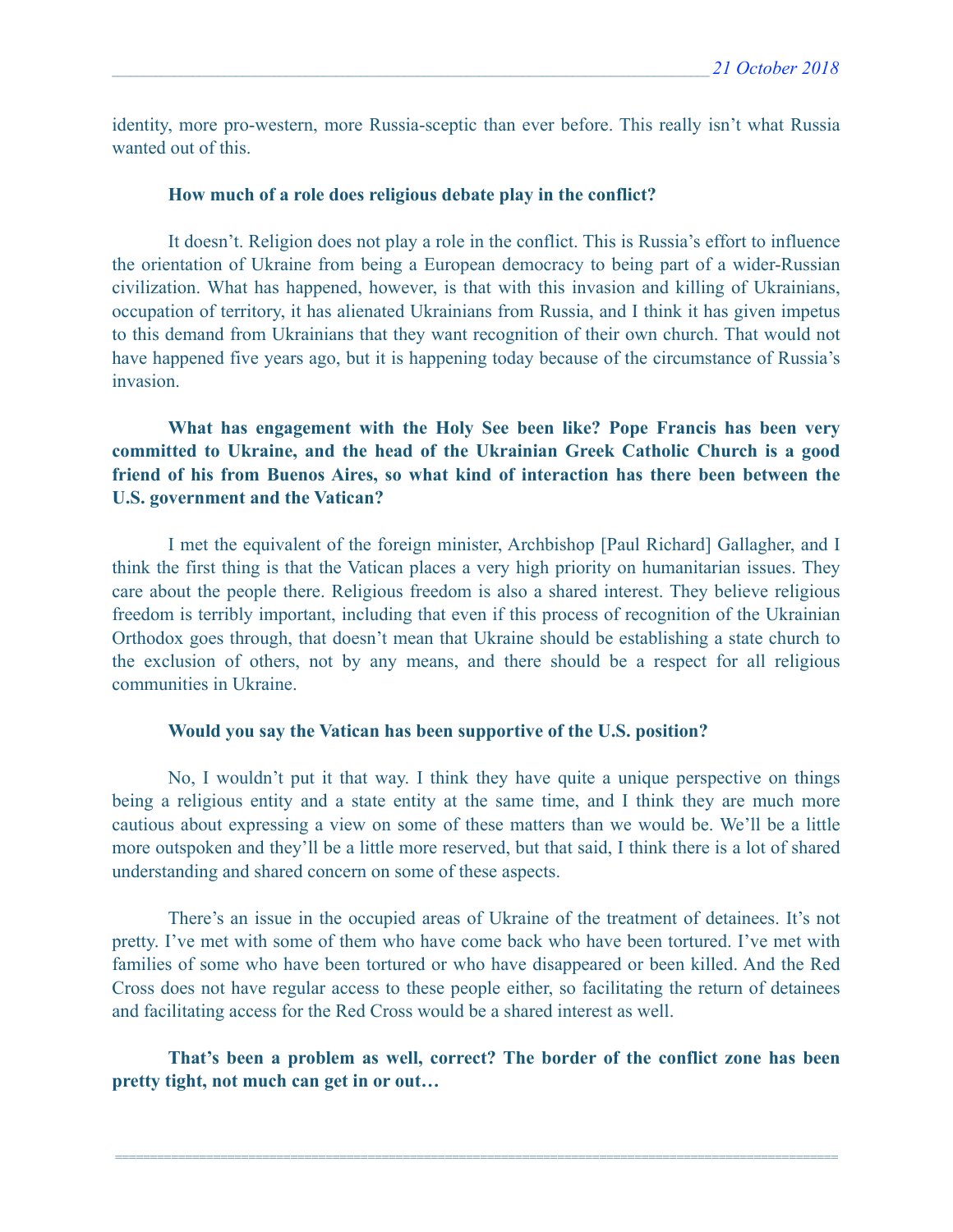identity, more pro-western, more Russia-sceptic than ever before. This really isn't what Russia wanted out of this.

**How much of a role does religious debate play in the conflict?**

It doesn't. Religion does not play a role in the conflict. This is Russia's effort to influence the orientation of Ukraine from being a European democracy to being part of a wider-Russian civilization. What has happened, however, is that with this invasion and killing of Ukrainians, occupation of territory, it has alienated Ukrainians from Russia, and I think it has given impetus to this demand from Ukrainians that they want recognition of their own church. That would not have happened five years ago, but it is happening today because of the circumstance of Russia's invasion.

**What has engagement with the Holy See been like? Pope Francis has been very committed to Ukraine, and the head of the Ukrainian Greek Catholic Church is a good friend of his from Buenos Aires, so what kind of interaction has there been between the U.S. government and the Vatican?**

I met the equivalent of the foreign minister, Archbishop [Paul Richard] Gallagher, and I think the first thing is that the Vatican places a very high priority on humanitarian issues. They care about the people there. Religious freedom is also a shared interest. They believe religious freedom is terribly important, including that even if this process of recognition of the Ukrainian Orthodox goes through, that doesn't mean that Ukraine should be establishing a state church to the exclusion of others, not by any means, and there should be a respect for all religious communities in Ukraine.

**Would you say the Vatican has been supportive of the U.S. position?**

No, I wouldn't put it that way. I think they have quite a unique perspective on things being a religious entity and a state entity at the same time, and I think they are much more cautious about expressing a view on some of these matters than we would be. We'll be a little more outspoken and they'll be a little more reserved, but that said, I think there is a lot of shared understanding and shared concern on some of these aspects.

There's an issue in the occupied areas of Ukraine of the treatment of detainees. It's not pretty. I've met with some of them who have come back who have been tortured. I've met with families of some who have been tortured or who have disappeared or been killed. And the Red Cross does not have regular access to these people either, so facilitating the return of detainees and facilitating access for the Red Cross would be a shared interest as well.

**That's been a problem as well, correct? The border of the conflict zone has been pretty tight, not much can get in or out…**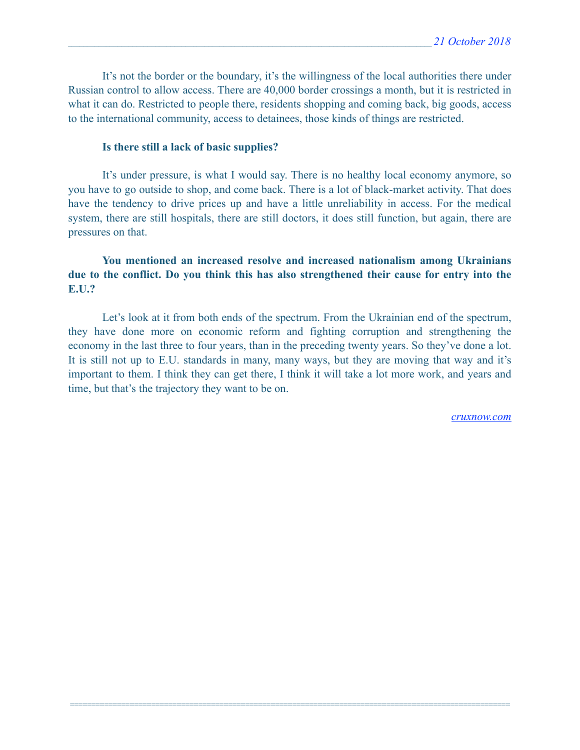It’s not the border or the boundary, it’s the willingness of the local authorities there under Russian control to allow access. There are 40,000 border crossings a month, but it is restricted in what it can do. Restricted to people there, residents shopping and coming back, big goods, access to the international community, access to detainees, those kinds of things are restricted.

**Is there still a lack of basic supplies?**

It’s under pressure, is what I would say. There is no healthy local economy anymore, so you have to go outside to shop, and come back. There is a lot of black-market activity. That does have the tendency to drive prices up and have a little unreliability in access. For the medical system, there are still hospitals, there are still doctors, it does still function, but again, there are pressures on that.

**You mentioned an increased resolve and increased nationalism among Ukrainians due to the conflict. Do you think this has also strengthened their cause for entry into the E.U.?**

Let’s look at it from both ends of the spectrum. From the Ukrainian end of the spectrum, they have done more on economic reform and fighting corruption and strengthening the economy in the last three to four years, than in the preceding twenty years. So they’ve done a lot. It is still not up to E.U. standards in many, many ways, but they are moving that way and it’s important to them. I think they can get there, I think it will take a lot more work, and years and time, but that’s the trajectory they want to be on.

*cruxnow.com*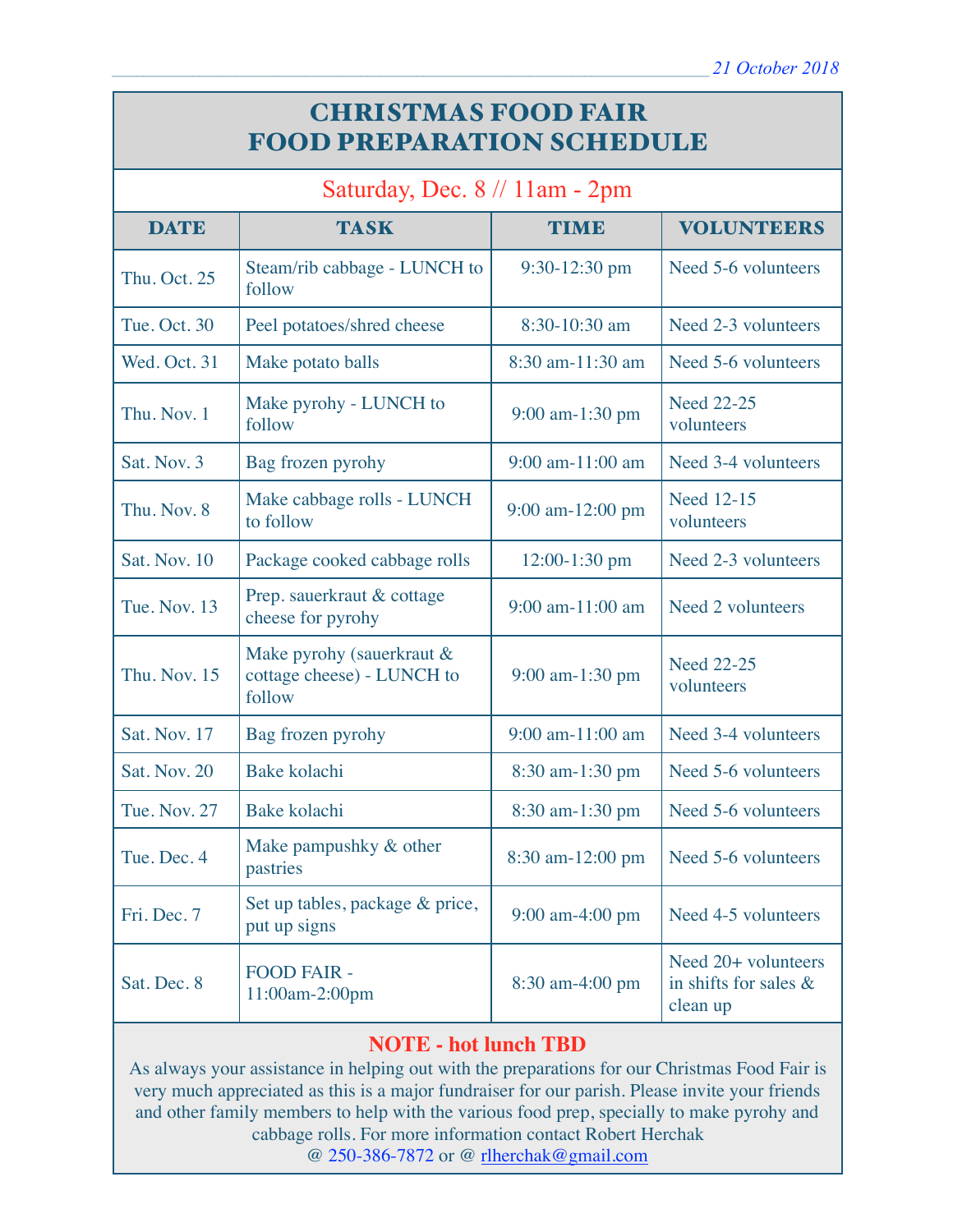21 October 2018

# CHRISTMAS FOOD FAIR
# FOOD PREPARATION SCHEDULE

Saturday, Dec. 8 // 11am - 2pm

| DATE | TASK | TIME | VOLUNTEERS |
|---|---|---|---|
| Thu. Oct. 25 | Steam/rib cabbage - LUNCH to follow | 9:30-12:30 pm | Need 5-6 volunteers |
| Tue. Oct. 30 | Peel potatoes/shred cheese | 8:30-10:30 am | Need 2-3 volunteers |
| Wed. Oct. 31 | Make potato balls | 8:30 am-11:30 am | Need 5-6 volunteers |
| Thu. Nov. 1 | Make pyrohy - LUNCH to follow | 9:00 am-1:30 pm | Need 22-25 volunteers |
| Sat. Nov. 3 | Bag frozen pyrohy | 9:00 am-11:00 am | Need 3-4 volunteers |
| Thu. Nov. 8 | Make cabbage rolls - LUNCH to follow | 9:00 am-12:00 pm | Need 12-15 volunteers |
| Sat. Nov. 10 | Package cooked cabbage rolls | 12:00-1:30 pm | Need 2-3 volunteers |
| Tue. Nov. 13 | Prep. sauerkraut & cottage cheese for pyrohy | 9:00 am-11:00 am | Need 2 volunteers |
| Thu. Nov. 15 | Make pyrohy (sauerkraut & cottage cheese) - LUNCH to follow | 9:00 am-1:30 pm | Need 22-25 volunteers |
| Sat. Nov. 17 | Bag frozen pyrohy | 9:00 am-11:00 am | Need 3-4 volunteers |
| Sat. Nov. 20 | Bake kolachi | 8:30 am-1:30 pm | Need 5-6 volunteers |
| Tue. Nov. 27 | Bake kolachi | 8:30 am-1:30 pm | Need 5-6 volunteers |
| Tue. Dec. 4 | Make pampushky & other pastries | 8:30 am-12:00 pm | Need 5-6 volunteers |
| Fri. Dec. 7 | Set up tables, package & price, put up signs | 9:00 am-4:00 pm | Need 4-5 volunteers |
| Sat. Dec. 8 | FOOD FAIR - 11:00am-2:00pm | 8:30 am-4:00 pm | Need 20+ volunteers in shifts for sales & clean up |

**NOTE - hot lunch TBD**

As always your assistance in helping out with the preparations for our Christmas Food Fair is very much appreciated as this is a major fundraiser for our parish. Please invite your friends and other family members to help with the various food prep, specially to make pyrohy and cabbage rolls. For more information contact Robert Herchak @ 250-386-7872 or @ rlherchak@gmail.com